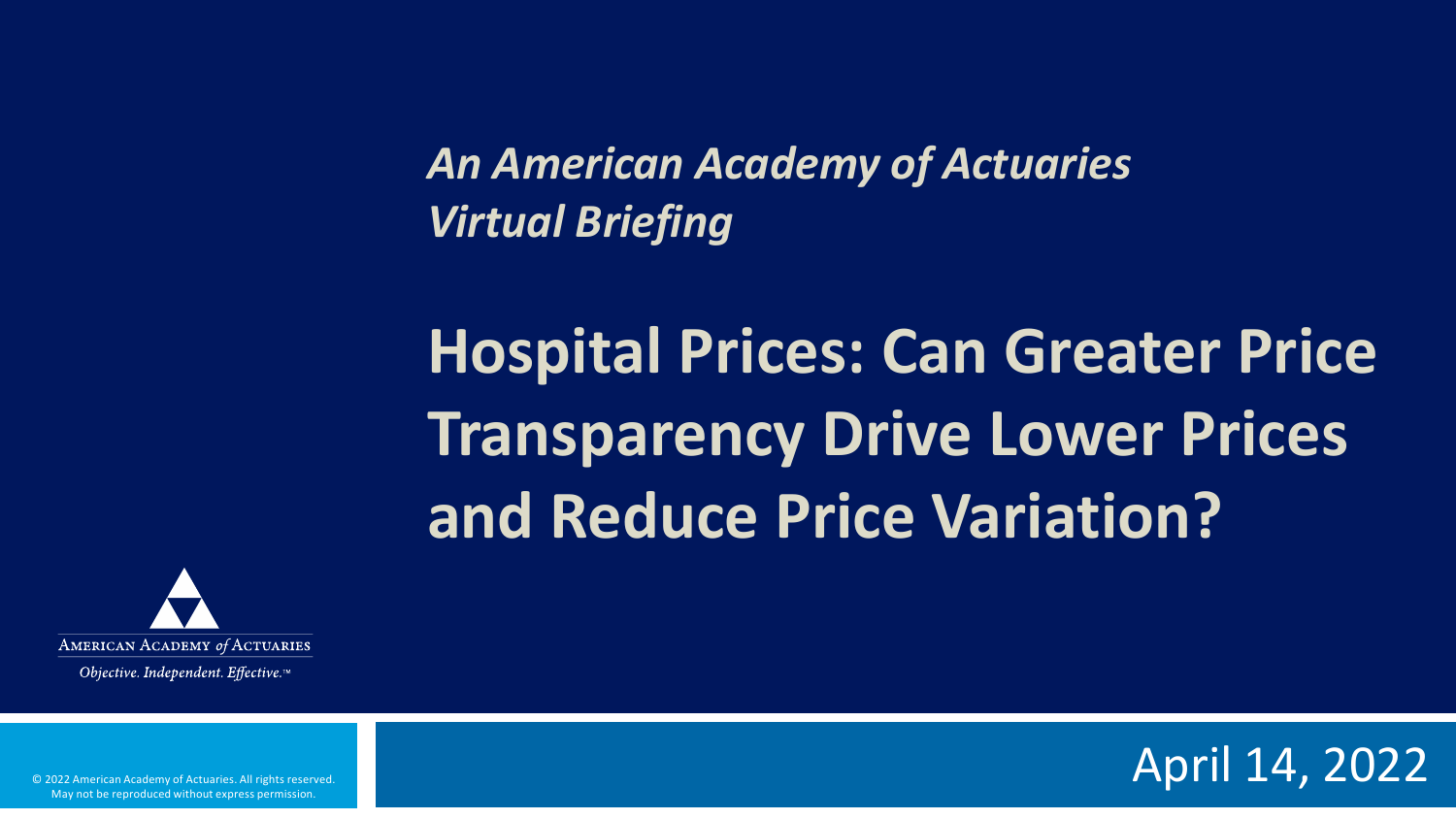*An American Academy of Actuaries Virtual Briefing*

# Hospital Prices: Can Greater Price Transparency Drive Lower Prices and Reduce Price Variation?

AMERICAN ACADEMY *of* ACTUARIES

*Objective. Independent. Effective.*™

April 14, 2022

© 2022 American Academy of Actuaries. All rights reserved. May not be reproduced without express permission.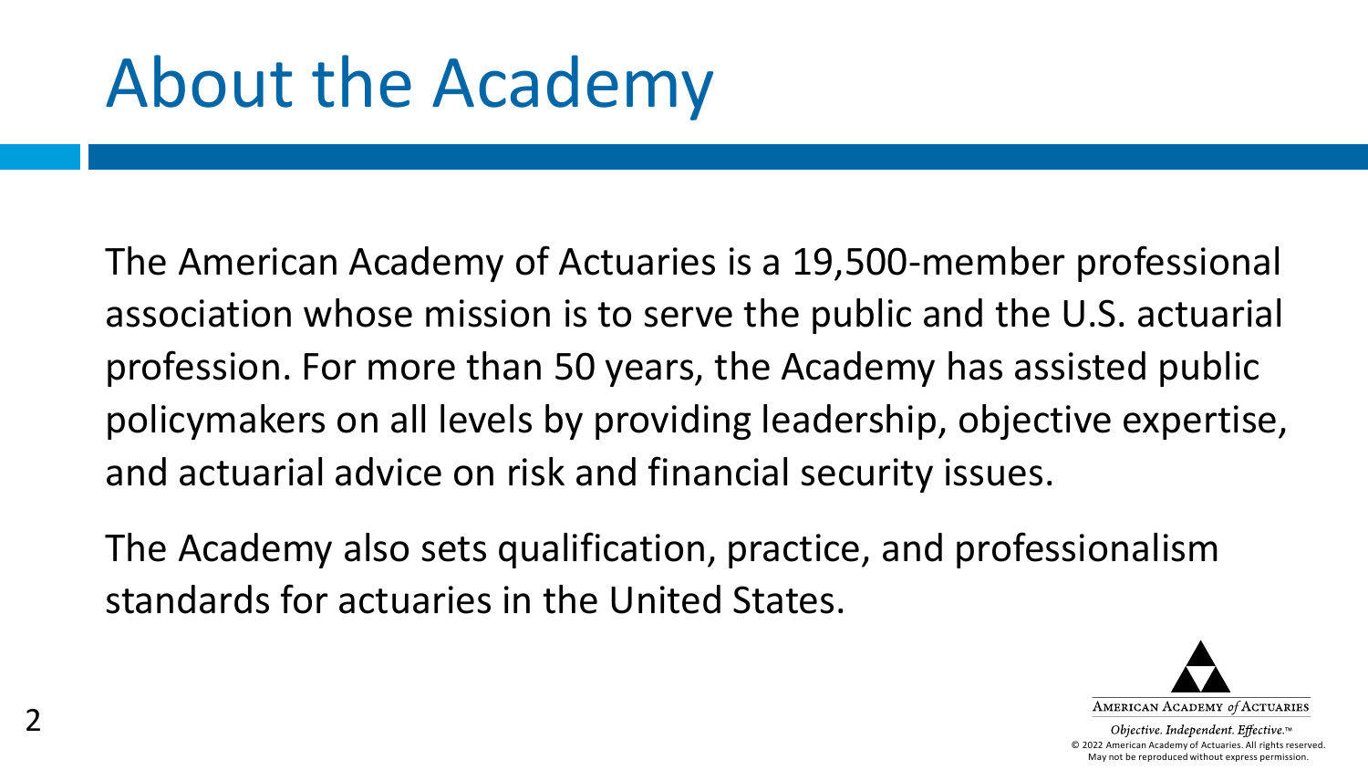# About the Academy

The American Academy of Actuaries is a 19,500-member professional association whose mission is to serve the public and the U.S. actuarial profession. For more than 50 years, the Academy has assisted public policymakers on all levels by providing leadership, objective expertise, and actuarial advice on risk and financial security issues.

The Academy also sets qualification, practice, and professionalism standards for actuaries in the United States.

AMERICAN ACADEMY *of* ACTUARIES

*Objective. Independent. Effective.*™

© 2022 American Academy of Actuaries. All rights reserved. May not be reproduced without express permission.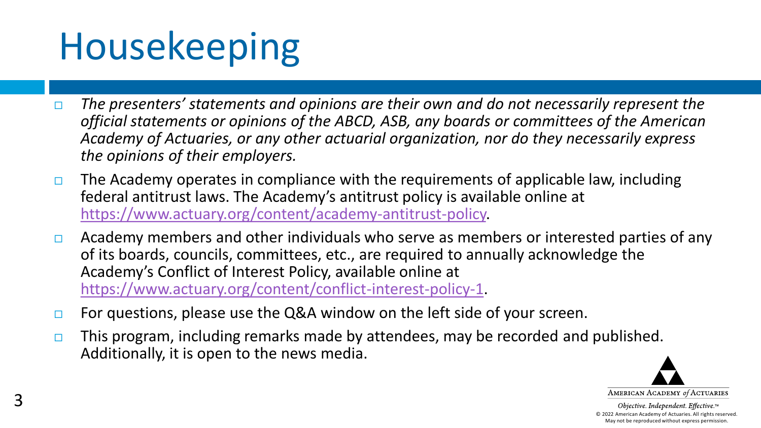# Housekeeping

- *The presenters' statements and opinions are their own and do not necessarily represent the official statements or opinions of the ABCD, ASB, any boards or committees of the American Academy of Actuaries, or any other actuarial organization, nor do they necessarily express the opinions of their employers.*
- The Academy operates in compliance with the requirements of applicable law, including federal antitrust laws. The Academy's antitrust policy is available online at https://www.actuary.org/content/academy-antitrust-policy.
- Academy members and other individuals who serve as members or interested parties of any of its boards, councils, committees, etc., are required to annually acknowledge the Academy's Conflict of Interest Policy, available online at https://www.actuary.org/content/conflict-interest-policy-1.
- For questions, please use the Q&A window on the left side of your screen.
- This program, including remarks made by attendees, may be recorded and published. Additionally, it is open to the news media.

AMERICAN ACADEMY *of* ACTUARIES

*Objective. Independent. Effective.*™

© 2022 American Academy of Actuaries. All rights reserved. May not be reproduced without express permission.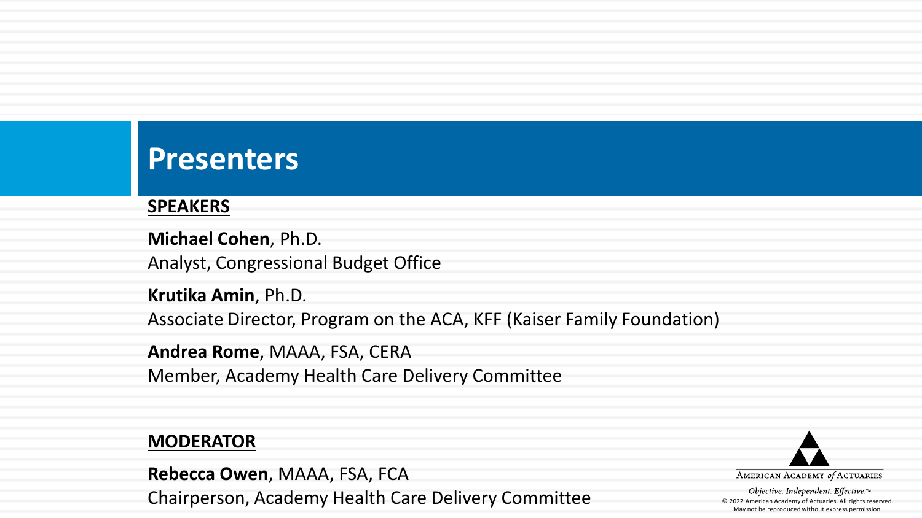# Presenters

**SPEAKERS**

**Michael Cohen**, Ph.D.
Analyst, Congressional Budget Office

**Krutika Amin**, Ph.D.
Associate Director, Program on the ACA, KFF (Kaiser Family Foundation)

**Andrea Rome**, MAAA, FSA, CERA
Member, Academy Health Care Delivery Committee

**MODERATOR**

**Rebecca Owen**, MAAA, FSA, FCA
Chairperson, Academy Health Care Delivery Committee

AMERICAN ACADEMY *of* ACTUARIES

*Objective. Independent. Effective.*™

© 2022 American Academy of Actuaries. All rights reserved.
May not be reproduced without express permission.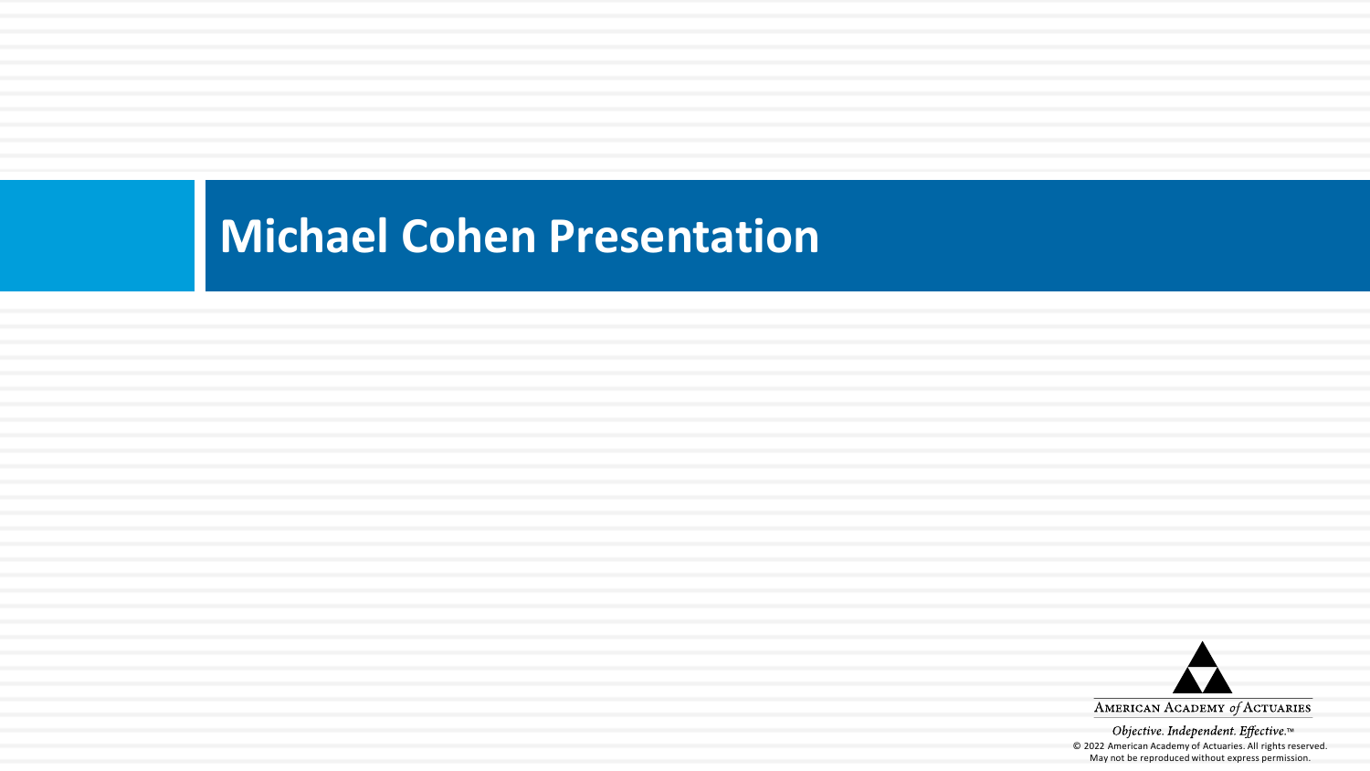# Michael Cohen Presentation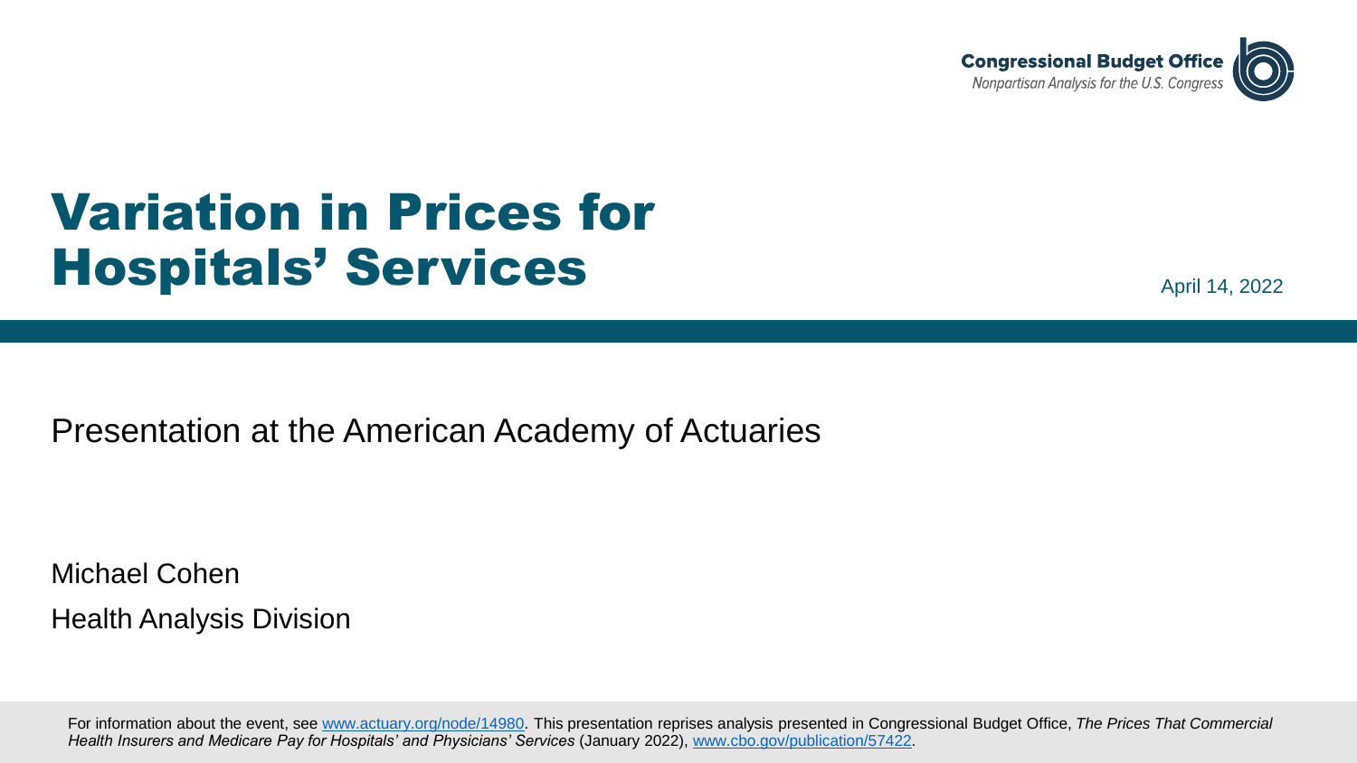**Congressional Budget Office**
*Nonpartisan Analysis for the U.S. Congress*

# Variation in Prices for Hospitals' Services

April 14, 2022

Presentation at the American Academy of Actuaries

Michael Cohen

Health Analysis Division

For information about the event, see [www.actuary.org/node/14980](www.actuary.org/node/14980). This presentation reprises analysis presented in Congressional Budget Office, *The Prices That Commercial Health Insurers and Medicare Pay for Hospitals' and Physicians' Services* (January 2022), [www.cbo.gov/publication/57422](www.cbo.gov/publication/57422).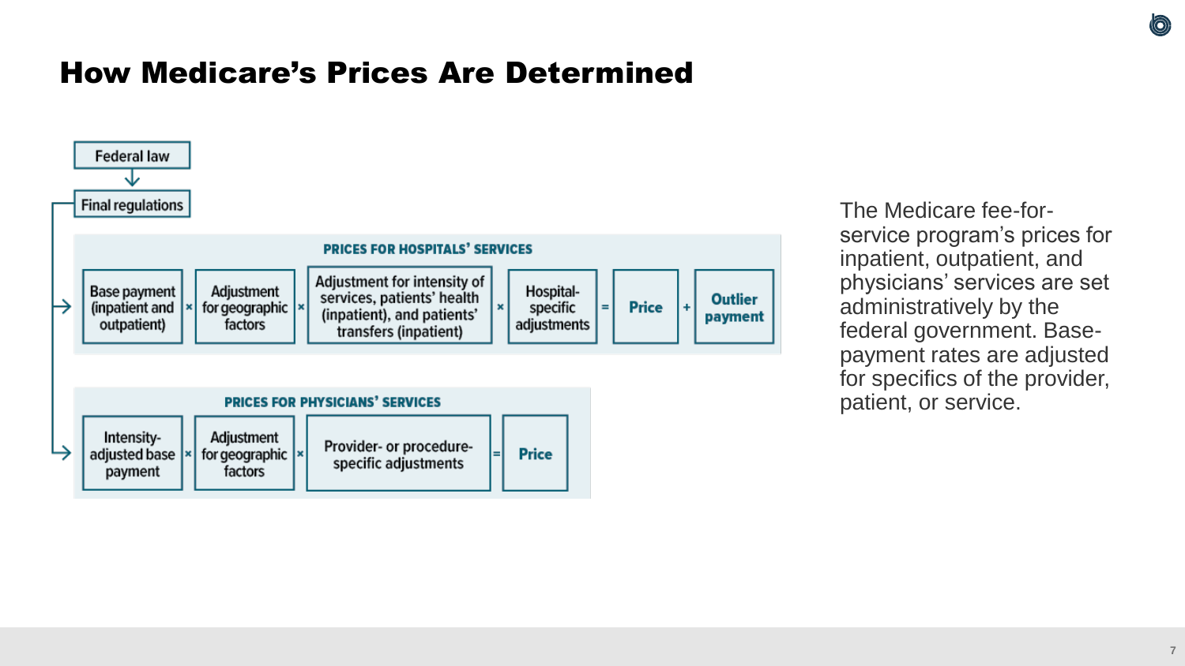# How Medicare's Prices Are Determined

Federal law

↓

Final regulations

**PRICES FOR HOSPITALS' SERVICES**

Base payment (inpatient and outpatient) × Adjustment for geographic factors × Adjustment for intensity of services, patients' health (inpatient), and patients' transfers (inpatient) × Hospital-specific adjustments = **Price** + **Outlier payment**

**PRICES FOR PHYSICIANS' SERVICES**

Intensity-adjusted base payment × Adjustment for geographic factors × Provider- or procedure-specific adjustments = **Price**

The Medicare fee-for-service program's prices for inpatient, outpatient, and physicians' services are set administratively by the federal government. Base-payment rates are adjusted for specifics of the provider, patient, or service.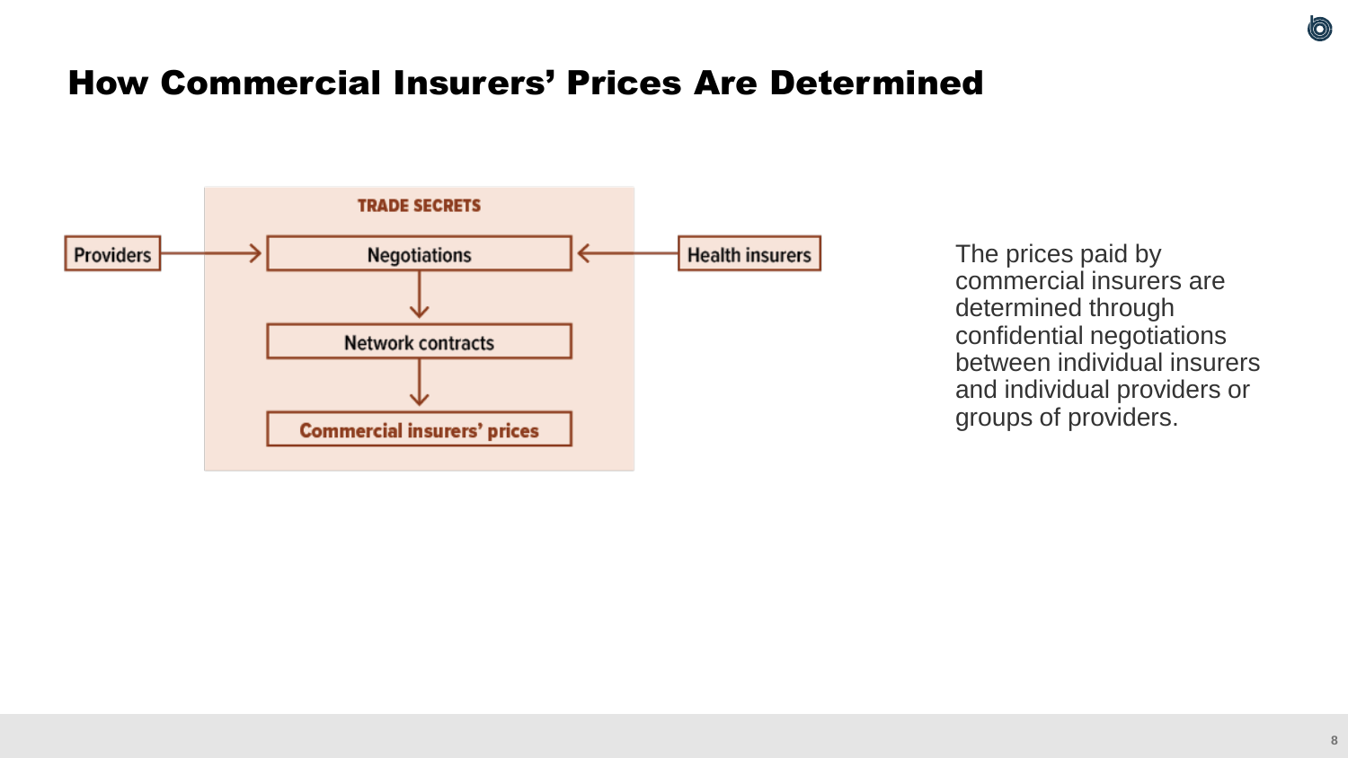# How Commercial Insurers' Prices Are Determined

TRADE SECRETS

Providers → Negotiations ← Health insurers

Negotiations → Network contracts → Commercial insurers' prices

The prices paid by commercial insurers are determined through confidential negotiations between individual insurers and individual providers or groups of providers.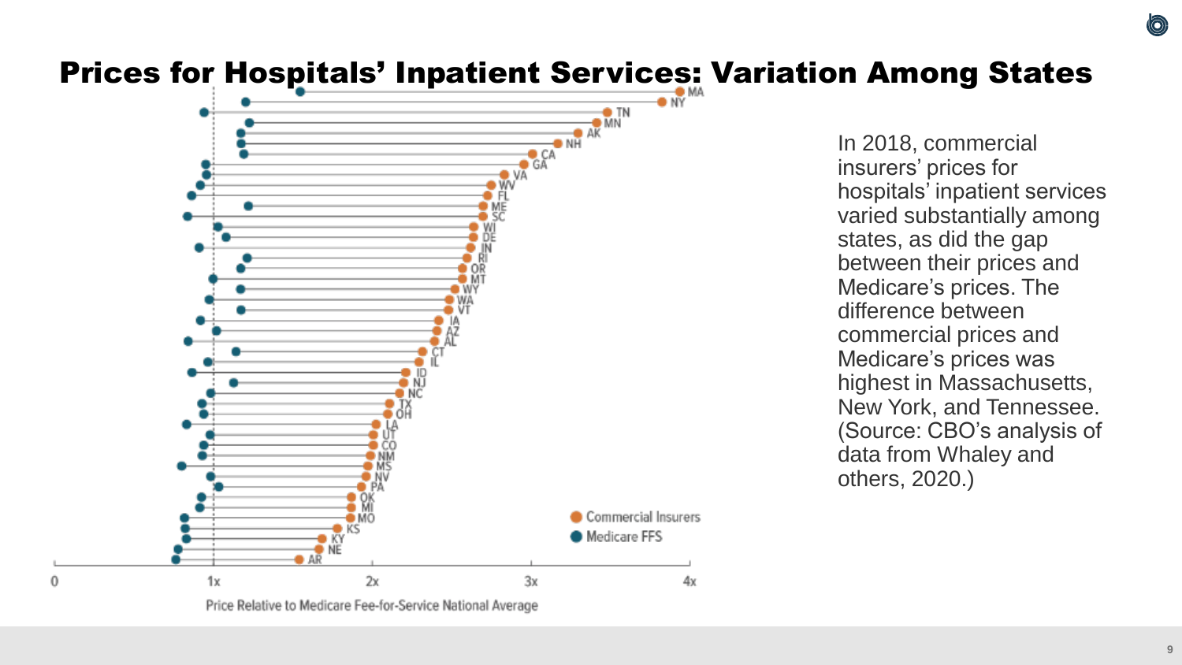# Prices for Hospitals' Inpatient Services: Variation Among States

MA
NY
TN
MN
AK
NH
CA
GA
VA
WV
FL
ME
SC
WI
DE
IN
RI
OR
MT
WY
WA
VT
IA
AZ
AL
CT
IL
ID
NJ
NC
TX
OH
LA
UT
CO
NM
MS
NV
PA
OK
MI
MO
KS
KY
NE
AR

Commercial Insurers

Medicare FFS

0 1x 2x 3x 4x

Price Relative to Medicare Fee-for-Service National Average

In 2018, commercial insurers' prices for hospitals' inpatient services varied substantially among states, as did the gap between their prices and Medicare's prices. The difference between commercial prices and Medicare's prices was highest in Massachusetts, New York, and Tennessee. (Source: CBO's analysis of data from Whaley and others, 2020.)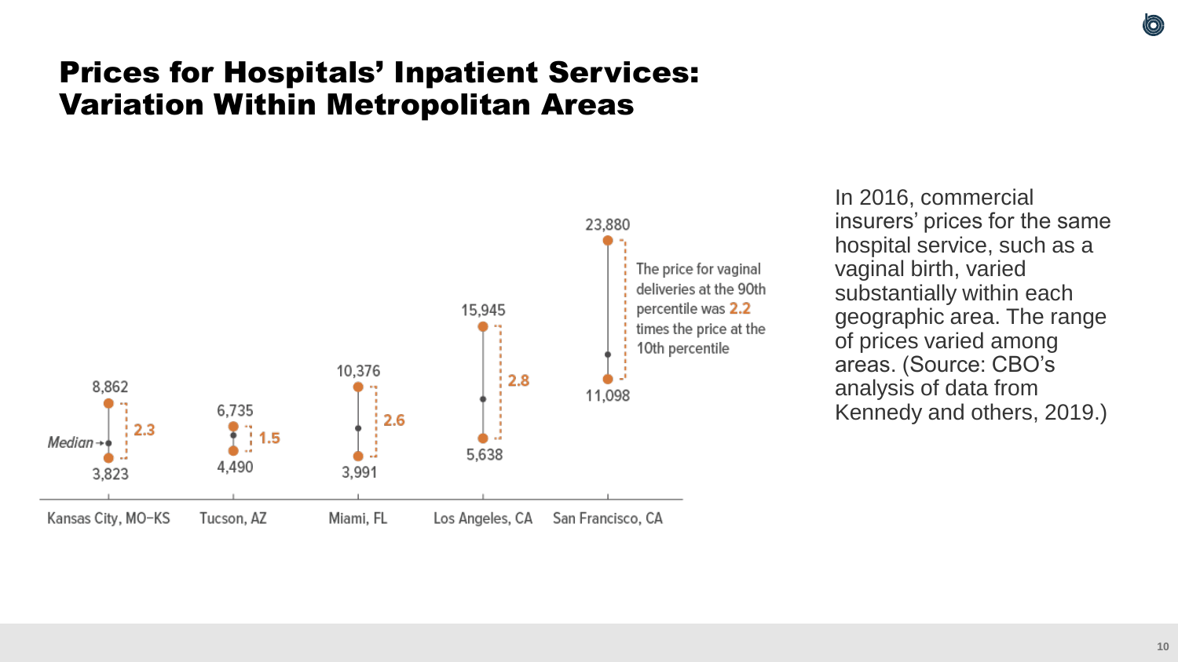# Prices for Hospitals' Inpatient Services: Variation Within Metropolitan Areas

| Metropolitan Area | 10th Percentile | 90th Percentile | Ratio |
|---|---|---|---|
| Kansas City, MO–KS | 3,823 | 8,862 | 2.3 |
| Tucson, AZ | 4,490 | 6,735 | 1.5 |
| Miami, FL | 3,991 | 10,376 | 2.6 |
| Los Angeles, CA | 5,638 | 15,945 | 2.8 |
| San Francisco, CA | 11,098 | 23,880 | 2.2 |

The price for vaginal deliveries at the 90th percentile was 2.2 times the price at the 10th percentile

In 2016, commercial insurers' prices for the same hospital service, such as a vaginal birth, varied substantially within each geographic area. The range of prices varied among areas. (Source: CBO's analysis of data from Kennedy and others, 2019.)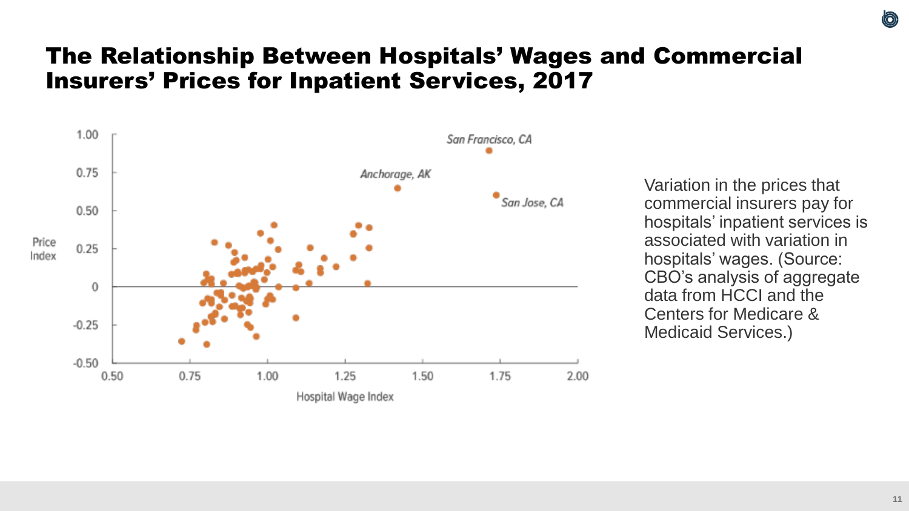# The Relationship Between Hospitals' Wages and Commercial Insurers' Prices for Inpatient Services, 2017

Variation in the prices that commercial insurers pay for hospitals' inpatient services is associated with variation in hospitals' wages. (Source: CBO's analysis of aggregate data from HCCI and the Centers for Medicare & Medicaid Services.)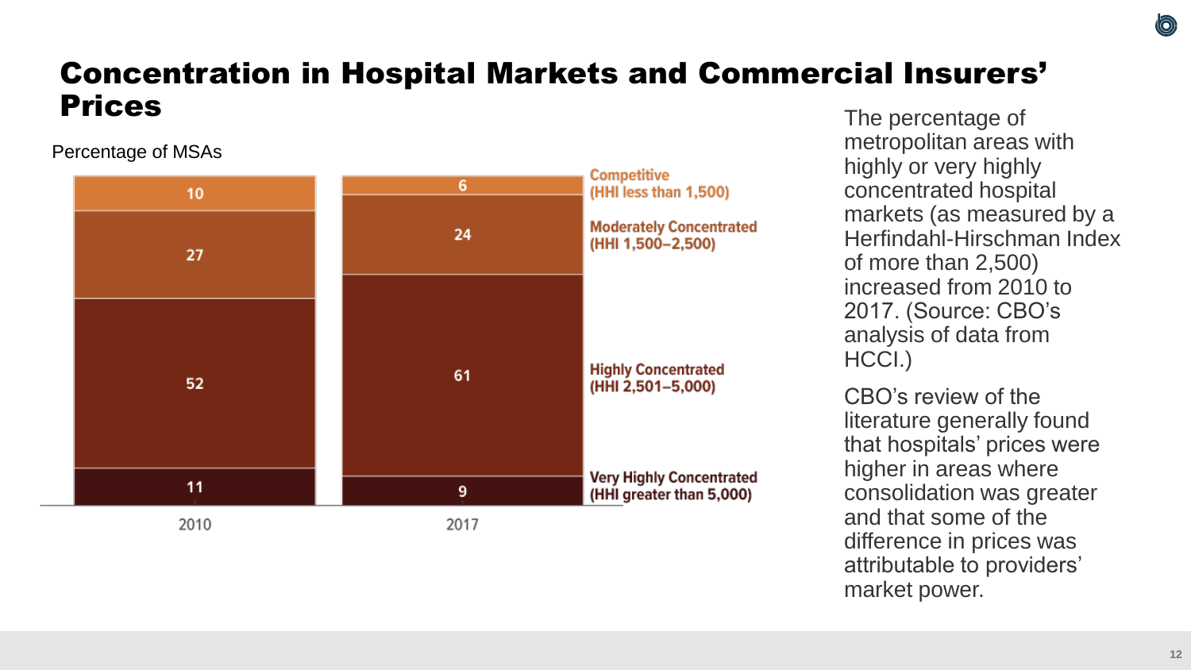# Concentration in Hospital Markets and Commercial Insurers' Prices

Percentage of MSAs

| Category | 2010 | 2017 |
|---|---|---|
| Competitive (HHI less than 1,500) | 10 | 6 |
| Moderately Concentrated (HHI 1,500–2,500) | 27 | 24 |
| Highly Concentrated (HHI 2,501–5,000) | 52 | 61 |
| Very Highly Concentrated (HHI greater than 5,000) | 11 | 9 |

The percentage of metropolitan areas with highly or very highly concentrated hospital markets (as measured by a Herfindahl-Hirschman Index of more than 2,500) increased from 2010 to 2017. (Source: CBO's analysis of data from HCCI.)

CBO's review of the literature generally found that hospitals' prices were higher in areas where consolidation was greater and that some of the difference in prices was attributable to providers' market power.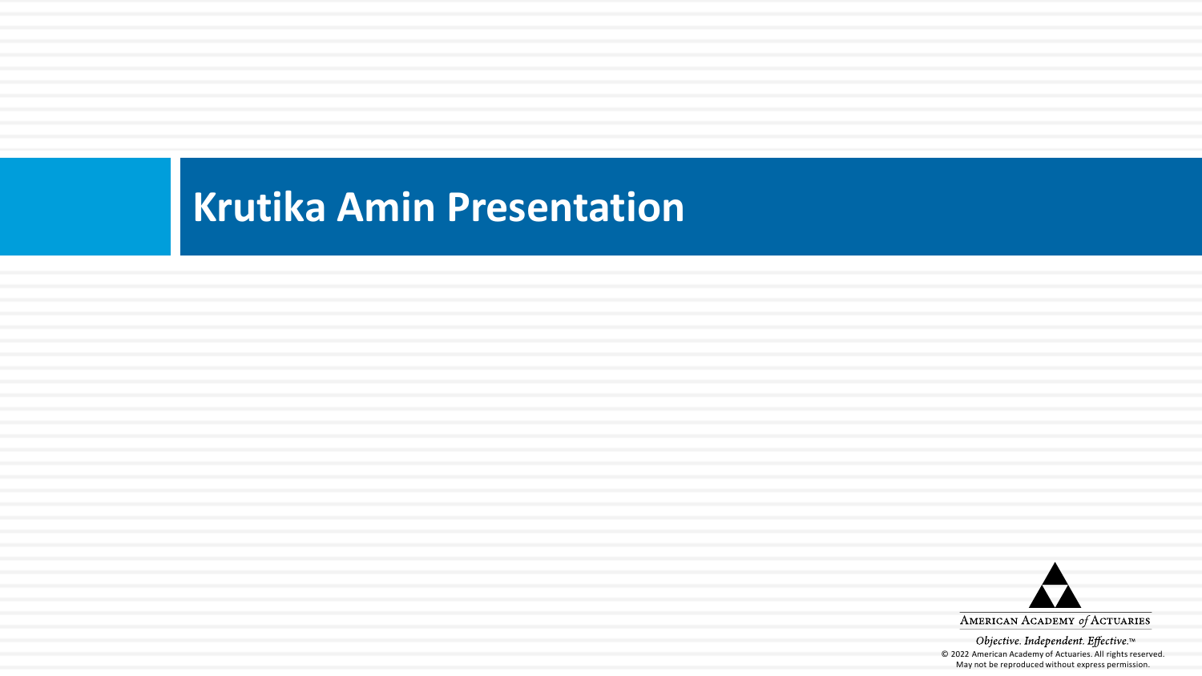# Krutika Amin Presentation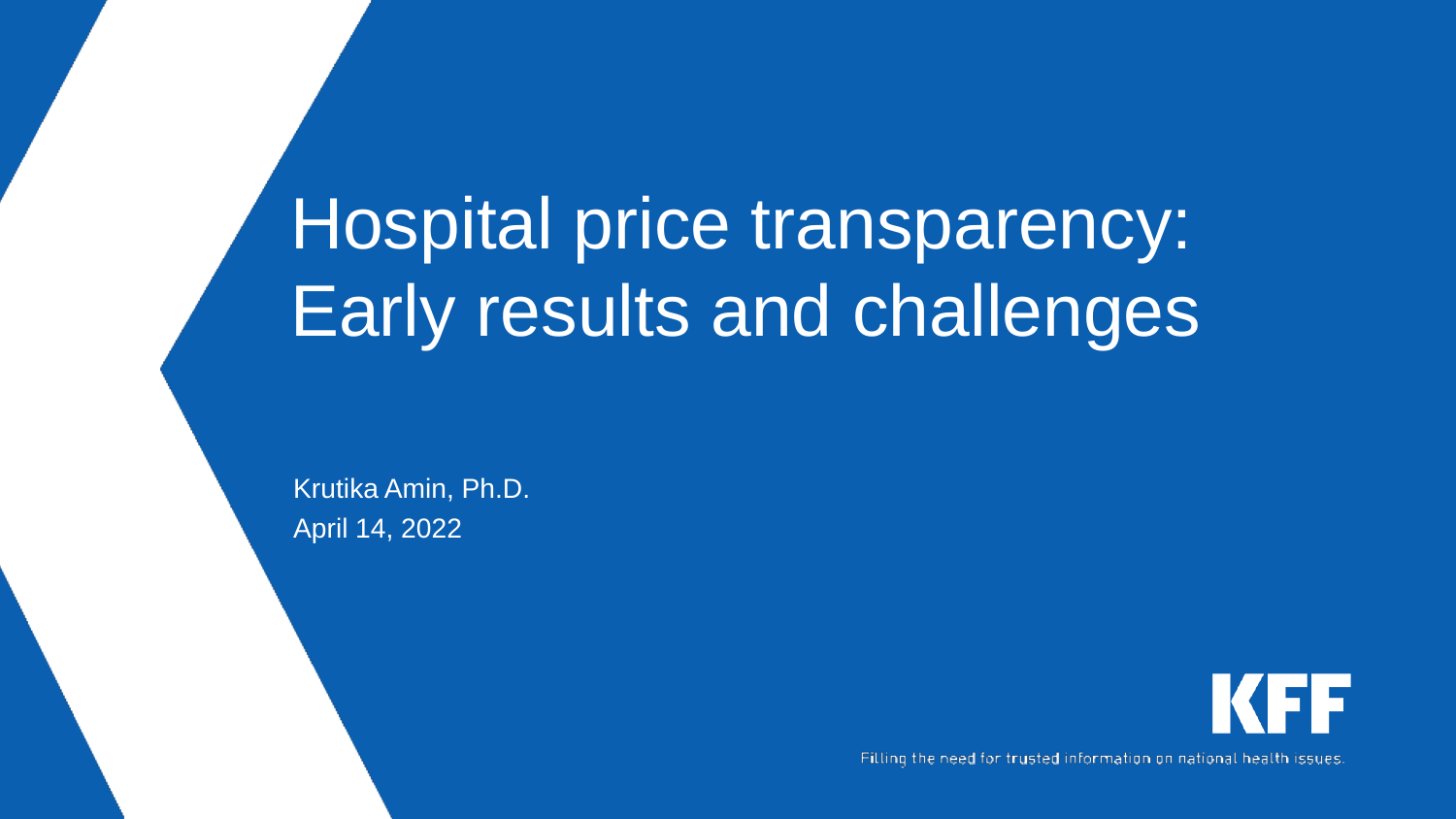# Hospital price transparency: Early results and challenges

Krutika Amin, Ph.D.

April 14, 2022

KFF

Filling the need for trusted information on national health issues.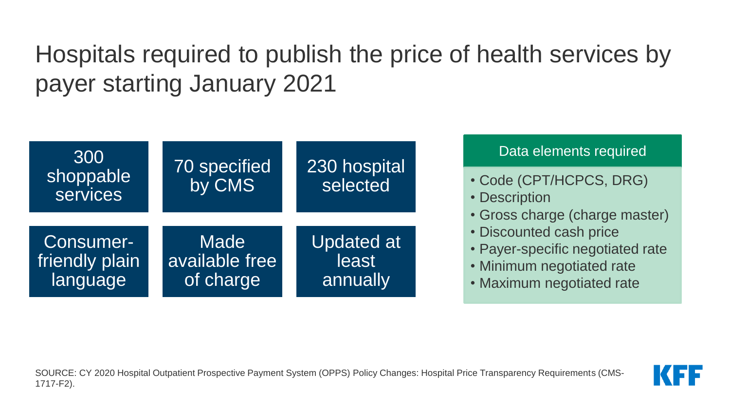# Hospitals required to publish the price of health services by payer starting January 2021

| | | |
|---|---|---|
| 300 shoppable services | 70 specified by CMS | 230 hospital selected |
| Consumer-friendly plain language | Made available free of charge | Updated at least annually |

**Data elements required**

- Code (CPT/HCPCS, DRG)
- Description
- Gross charge (charge master)
- Discounted cash price
- Payer-specific negotiated rate
- Minimum negotiated rate
- Maximum negotiated rate

SOURCE: CY 2020 Hospital Outpatient Prospective Payment System (OPPS) Policy Changes: Hospital Price Transparency Requirements (CMS-1717-F2).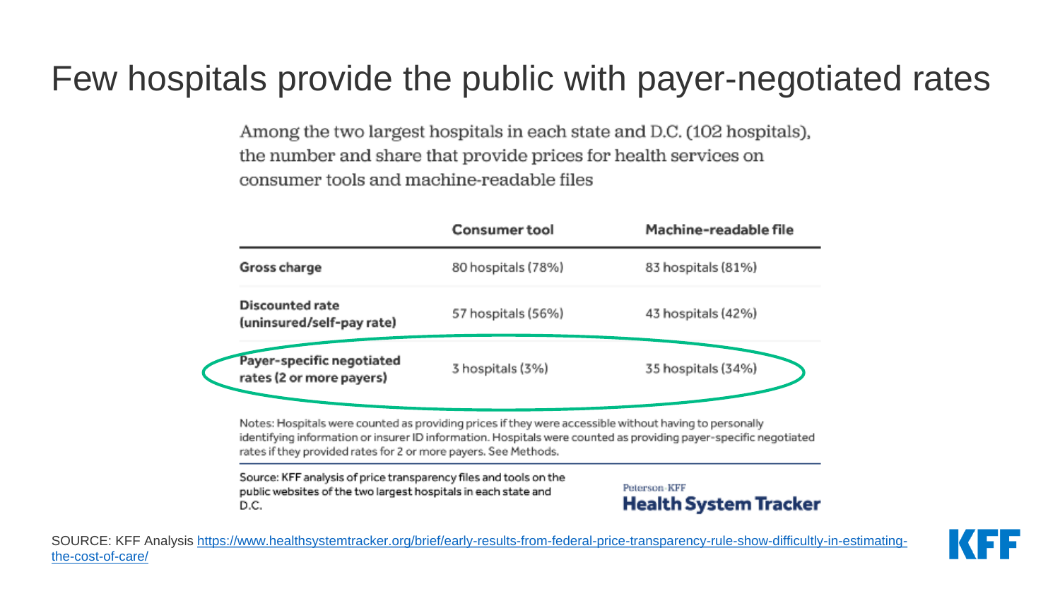# Few hospitals provide the public with payer-negotiated rates

Among the two largest hospitals in each state and D.C. (102 hospitals), the number and share that provide prices for health services on consumer tools and machine-readable files

| | Consumer tool | Machine-readable file |
|---|---|---|
| **Gross charge** | 80 hospitals (78%) | 83 hospitals (81%) |
| **Discounted rate (uninsured/self-pay rate)** | 57 hospitals (56%) | 43 hospitals (42%) |
| **Payer-specific negotiated rates (2 or more payers)** | 3 hospitals (3%) | 35 hospitals (34%) |

Notes: Hospitals were counted as providing prices if they were accessible without having to personally identifying information or insurer ID information. Hospitals were counted as providing payer-specific negotiated rates if they provided rates for 2 or more payers. See Methods.

Source: KFF analysis of price transparency files and tools on the public websites of the two largest hospitals in each state and D.C.

Peterson-KFF **Health System Tracker**

SOURCE: KFF Analysis https://www.healthsystemtracker.org/brief/early-results-from-federal-price-transparency-rule-show-difficultly-in-estimating-the-cost-of-care/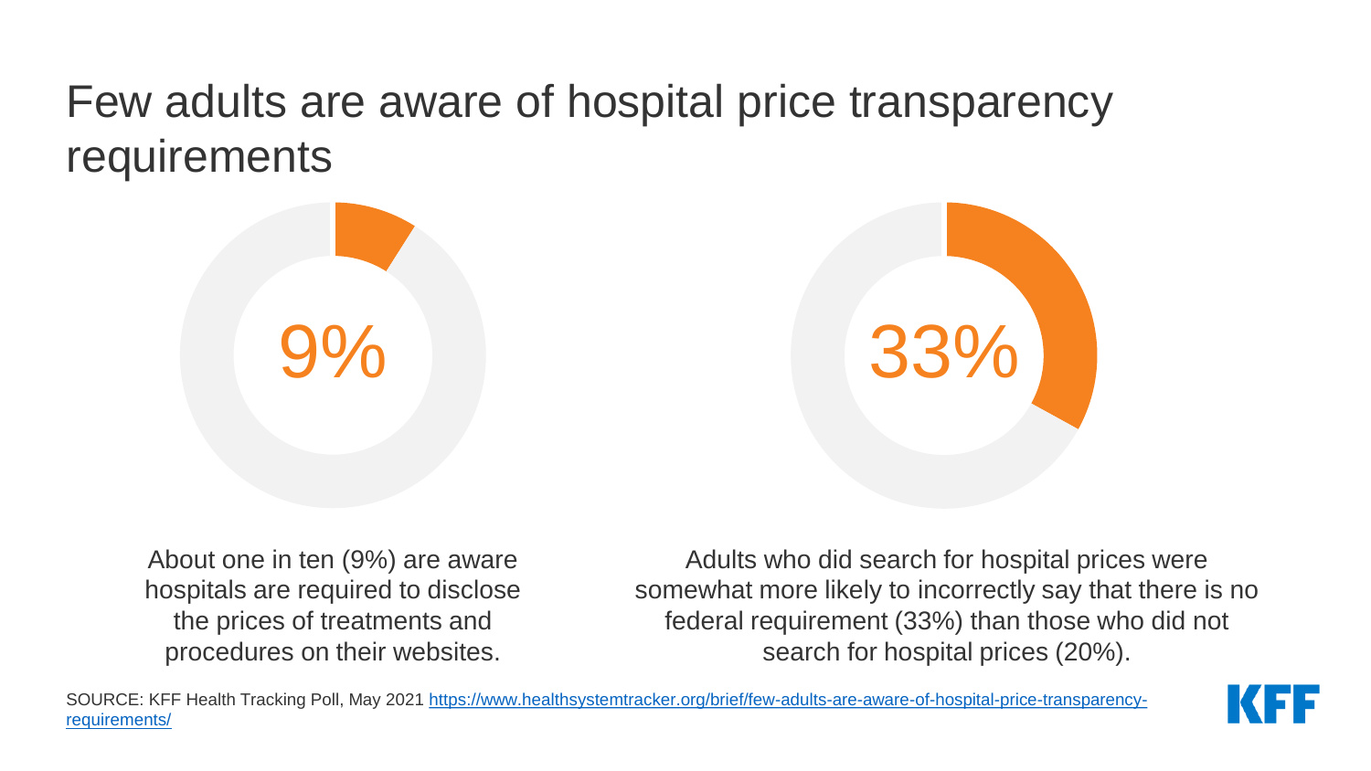# Few adults are aware of hospital price transparency requirements

9%

About one in ten (9%) are aware hospitals are required to disclose the prices of treatments and procedures on their websites.

33%

Adults who did search for hospital prices were somewhat more likely to incorrectly say that there is no federal requirement (33%) than those who did not search for hospital prices (20%).

SOURCE: KFF Health Tracking Poll, May 2021 https://www.healthsystemtracker.org/brief/few-adults-are-aware-of-hospital-price-transparency-requirements/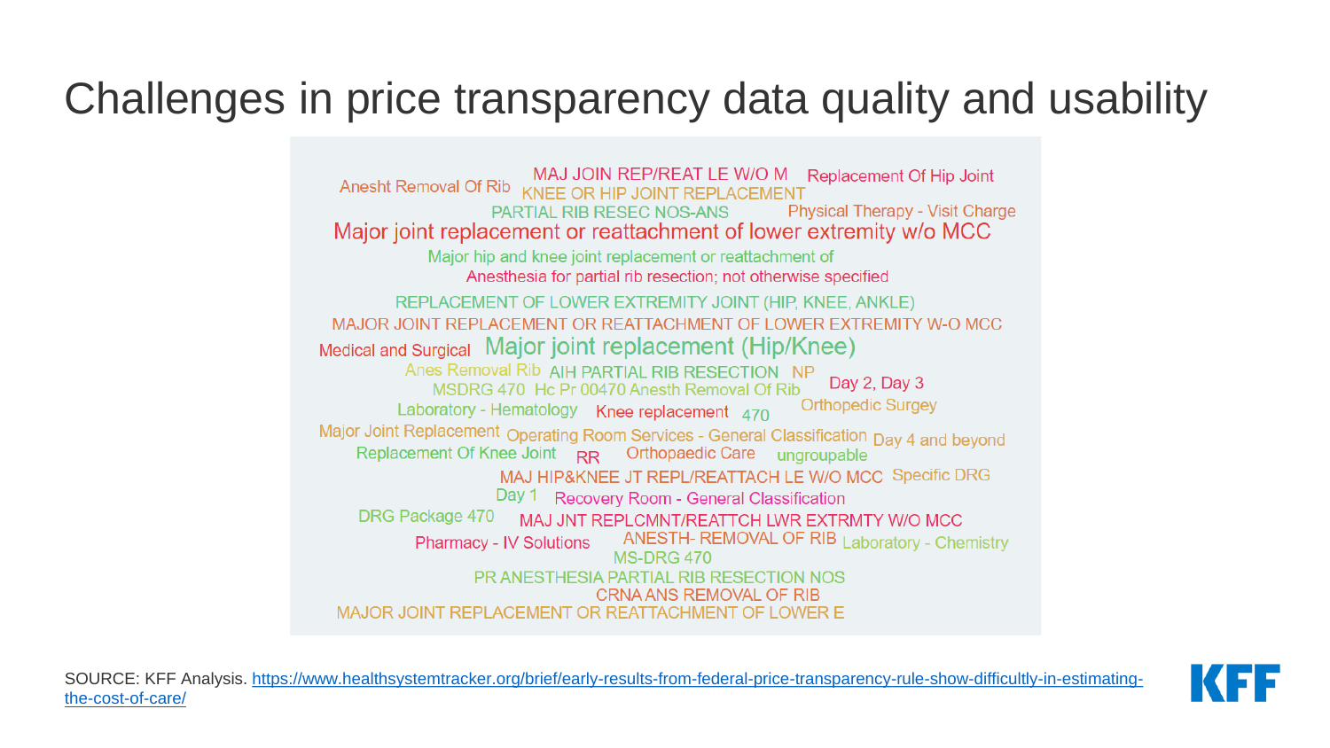# Challenges in price transparency data quality and usability

Anesht Removal Of Rib MAJ JOIN REP/REAT LE W/O M KNEE OR HIP JOINT REPLACEMENT Replacement Of Hip Joint

PARTIAL RIB RESEC NOS-ANS Physical Therapy - Visit Charge

Major joint replacement or reattachment of lower extremity w/o MCC

Major hip and knee joint replacement or reattachment of

Anesthesia for partial rib resection; not otherwise specified

REPLACEMENT OF LOWER EXTREMITY JOINT (HIP, KNEE, ANKLE)

MAJOR JOINT REPLACEMENT OR REATTACHMENT OF LOWER EXTREMITY W-O MCC

Medical and Surgical Major joint replacement (Hip/Knee)

Anes Removal Rib AIH PARTIAL RIB RESECTION NP Day 2, Day 3

MSDRG 470 Hc Pr 00470 Anesth Removal Of Rib

Laboratory - Hematology Knee replacement 470 Orthopedic Surgey

Major Joint Replacement Operating Room Services - General Classification Day 4 and beyond

Replacement Of Knee Joint RR Orthopaedic Care ungroupable

MAJ HIP&KNEE JT REPL/REATTACH LE W/O MCC Specific DRG

Day 1 Recovery Room - General Classification

DRG Package 470 MAJ JNT REPLCMNT/REATTCH LWR EXTRMTY W/O MCC

Pharmacy - IV Solutions ANESTH- REMOVAL OF RIB Laboratory - Chemistry

MS-DRG 470

PR ANESTHESIA PARTIAL RIB RESECTION NOS

CRNA ANS REMOVAL OF RIB

MAJOR JOINT REPLACEMENT OR REATTACHMENT OF LOWER E

SOURCE: KFF Analysis. https://www.healthsystemtracker.org/brief/early-results-from-federal-price-transparency-rule-show-difficultly-in-estimating-the-cost-of-care/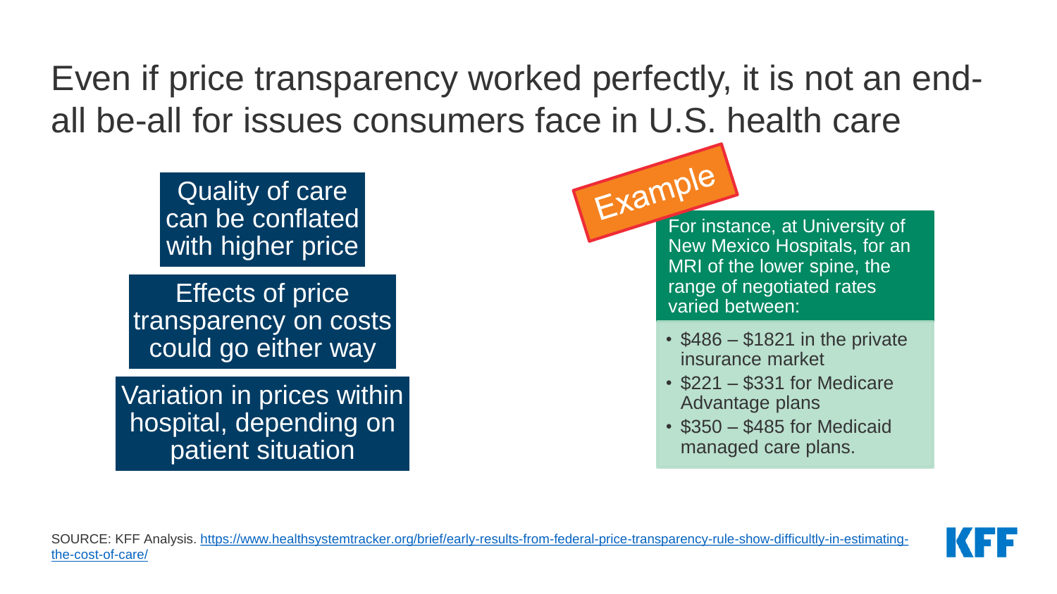# Even if price transparency worked perfectly, it is not an end-all be-all for issues consumers face in U.S. health care

Quality of care can be conflated with higher price

Effects of price transparency on costs could go either way

Variation in prices within hospital, depending on patient situation

**Example**

For instance, at University of New Mexico Hospitals, for an MRI of the lower spine, the range of negotiated rates varied between:

- $486 – $1821 in the private insurance market
- $221 – $331 for Medicare Advantage plans
- $350 – $485 for Medicaid managed care plans.

SOURCE: KFF Analysis. [https://www.healthsystemtracker.org/brief/early-results-from-federal-price-transparency-rule-show-difficultly-in-estimating-the-cost-of-care/](https://www.healthsystemtracker.org/brief/early-results-from-federal-price-transparency-rule-show-difficultly-in-estimating-the-cost-of-care/)

KFF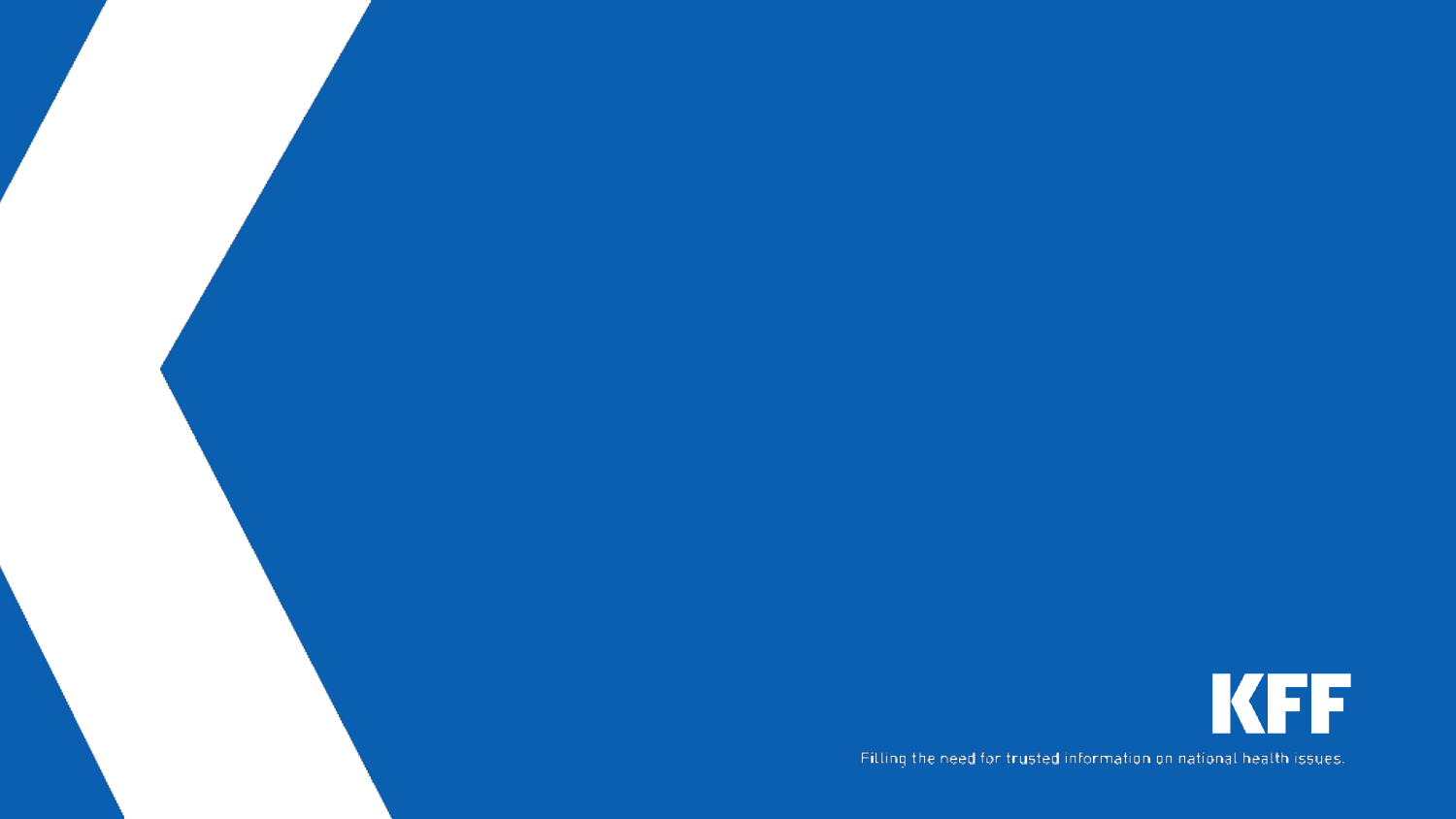KFF

Filling the need for trusted information on national health issues.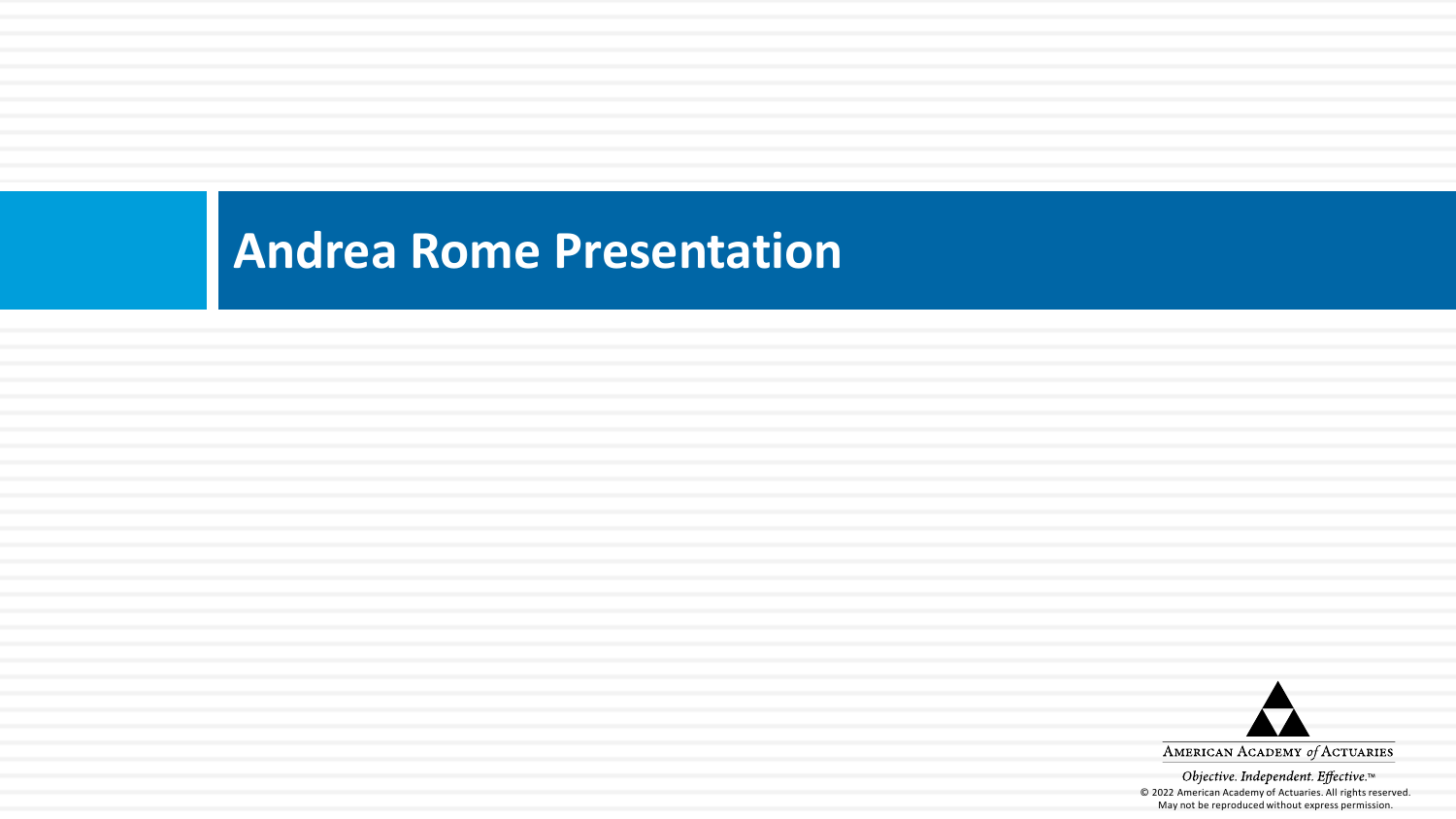# Andrea Rome Presentation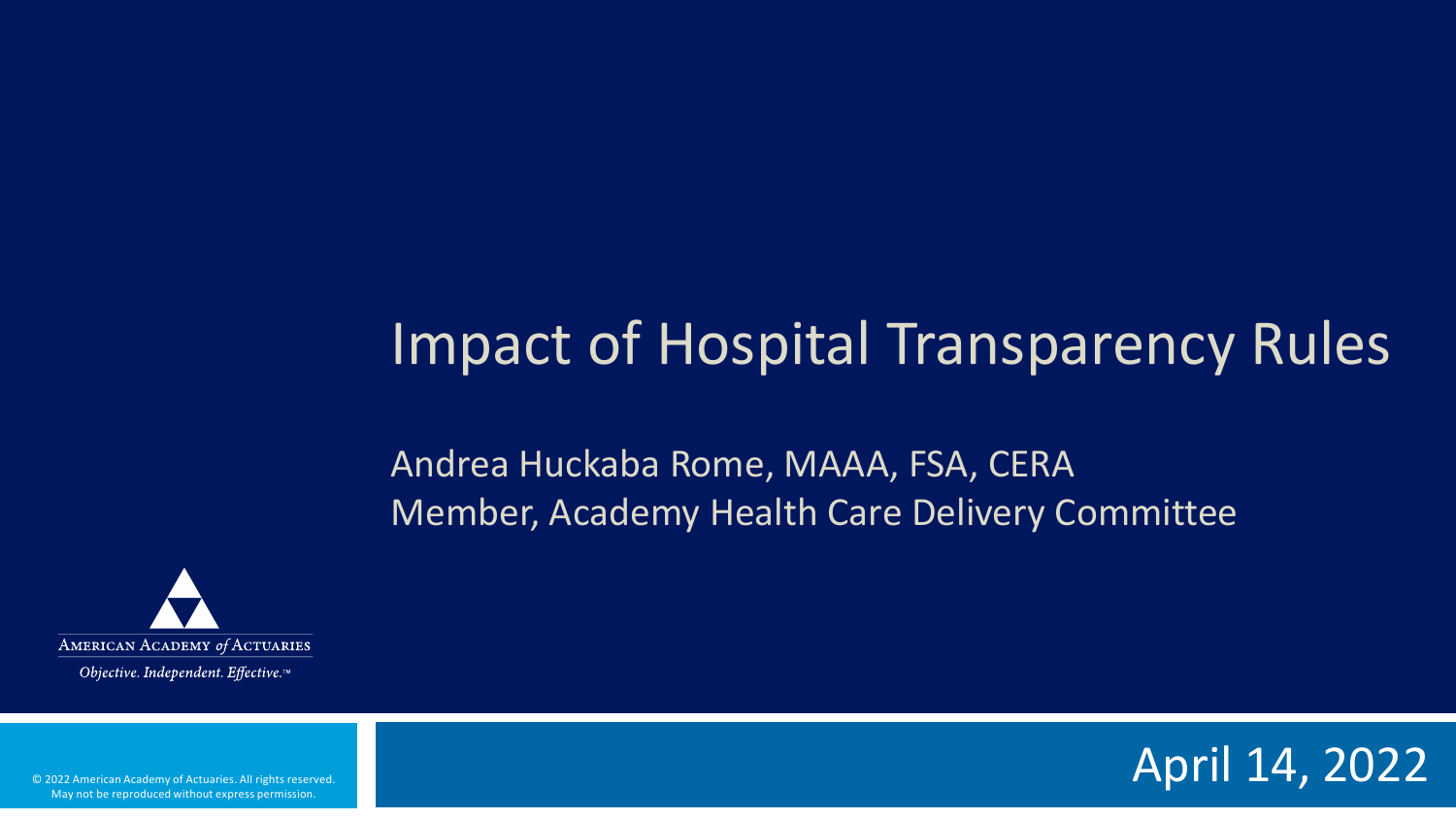# Impact of Hospital Transparency Rules

Andrea Huckaba Rome, MAAA, FSA, CERA
Member, Academy Health Care Delivery Committee

American Academy *of* Actuaries

*Objective. Independent. Effective.*™

April 14, 2022

© 2022 American Academy of Actuaries. All rights reserved.
May not be reproduced without express permission.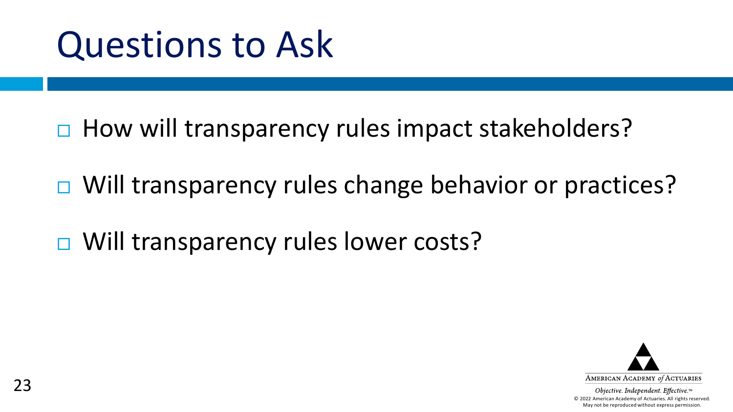# Questions to Ask

- How will transparency rules impact stakeholders?
- Will transparency rules change behavior or practices?
- Will transparency rules lower costs?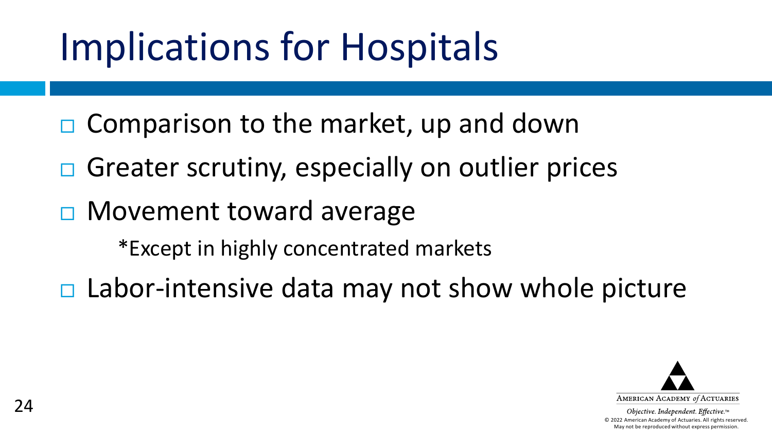# Implications for Hospitals

- Comparison to the market, up and down
- Greater scrutiny, especially on outlier prices
- Movement toward average
  *Except in highly concentrated markets
- Labor-intensive data may not show whole picture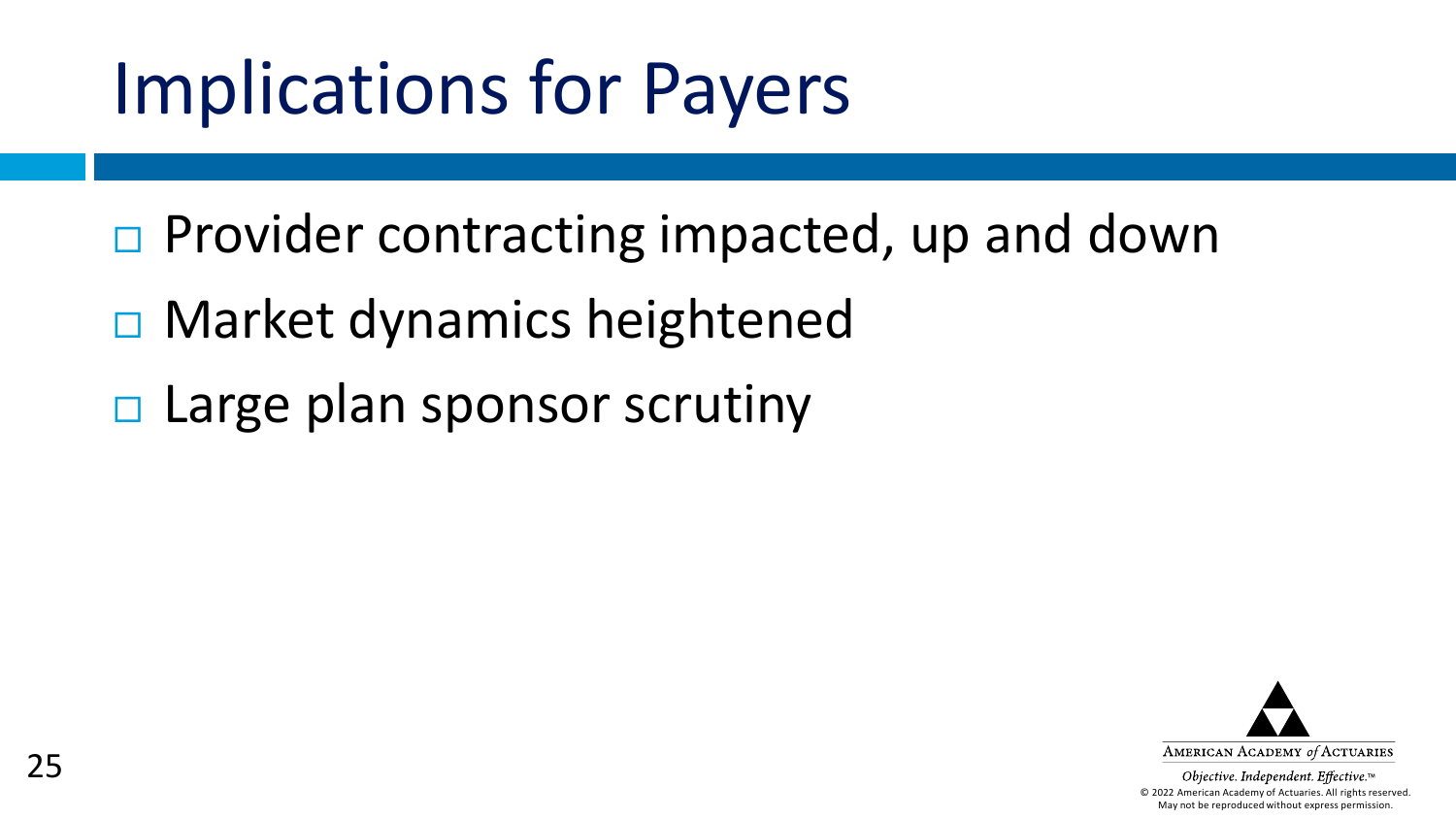# Implications for Payers

- Provider contracting impacted, up and down
- Market dynamics heightened
- Large plan sponsor scrutiny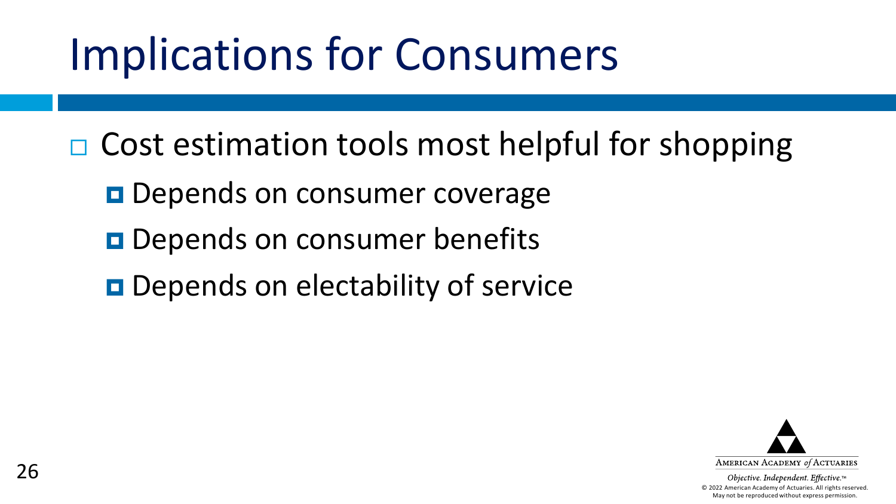# Implications for Consumers

- Cost estimation tools most helpful for shopping
  - Depends on consumer coverage
  - Depends on consumer benefits
  - Depends on electability of service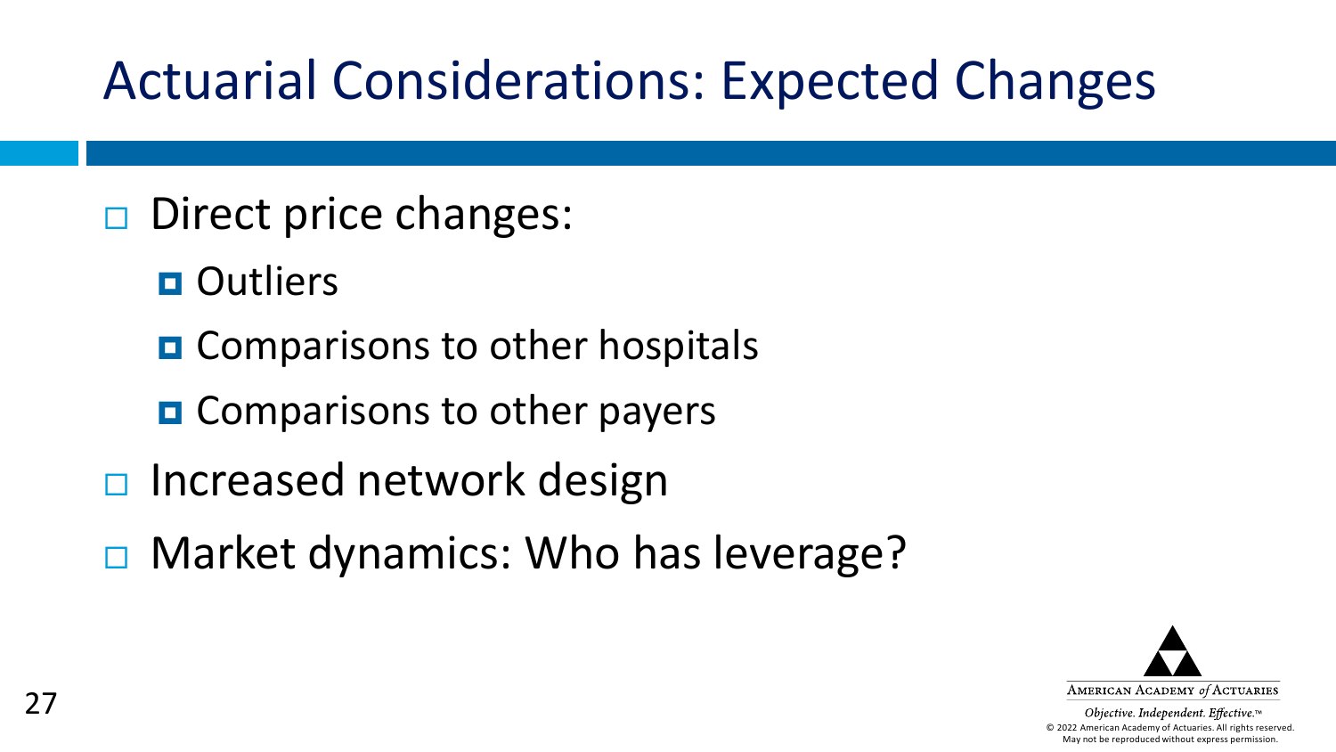# Actuarial Considerations: Expected Changes

- Direct price changes:
  - Outliers
  - Comparisons to other hospitals
  - Comparisons to other payers
- Increased network design
- Market dynamics: Who has leverage?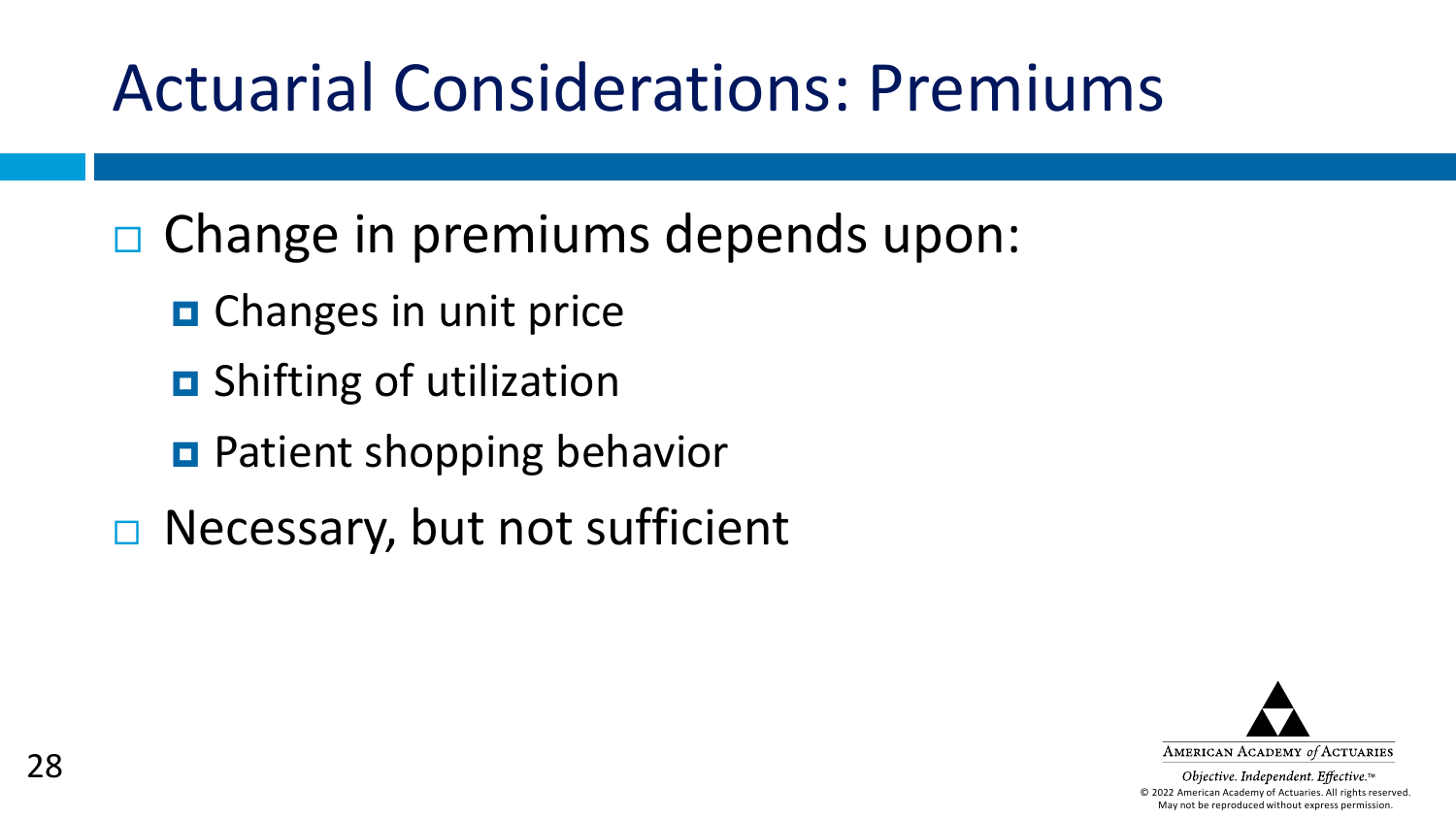# Actuarial Considerations: Premiums

- Change in premiums depends upon:
  - Changes in unit price
  - Shifting of utilization
  - Patient shopping behavior
- Necessary, but not sufficient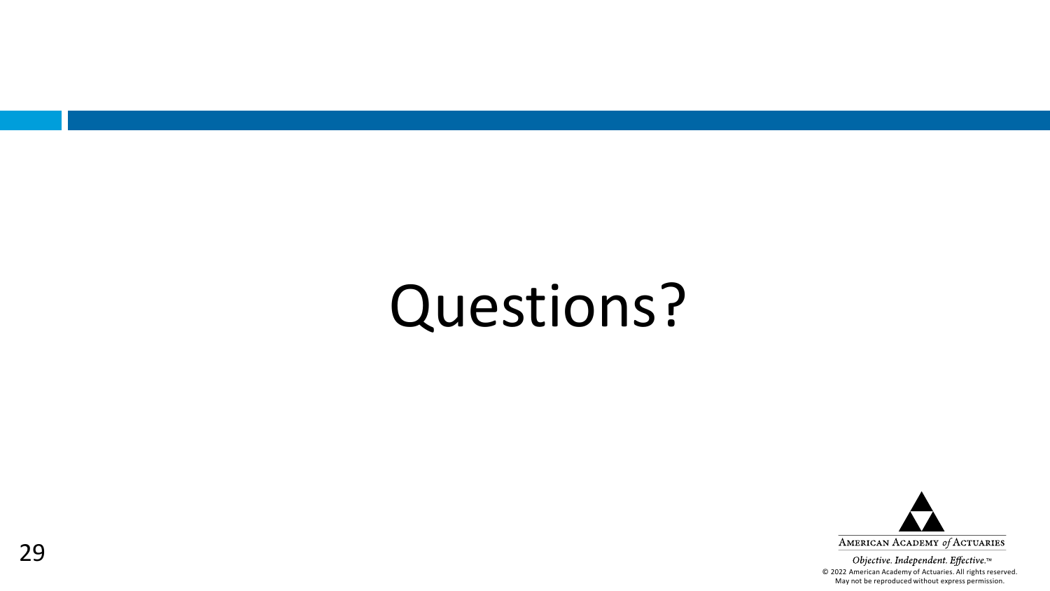# Questions?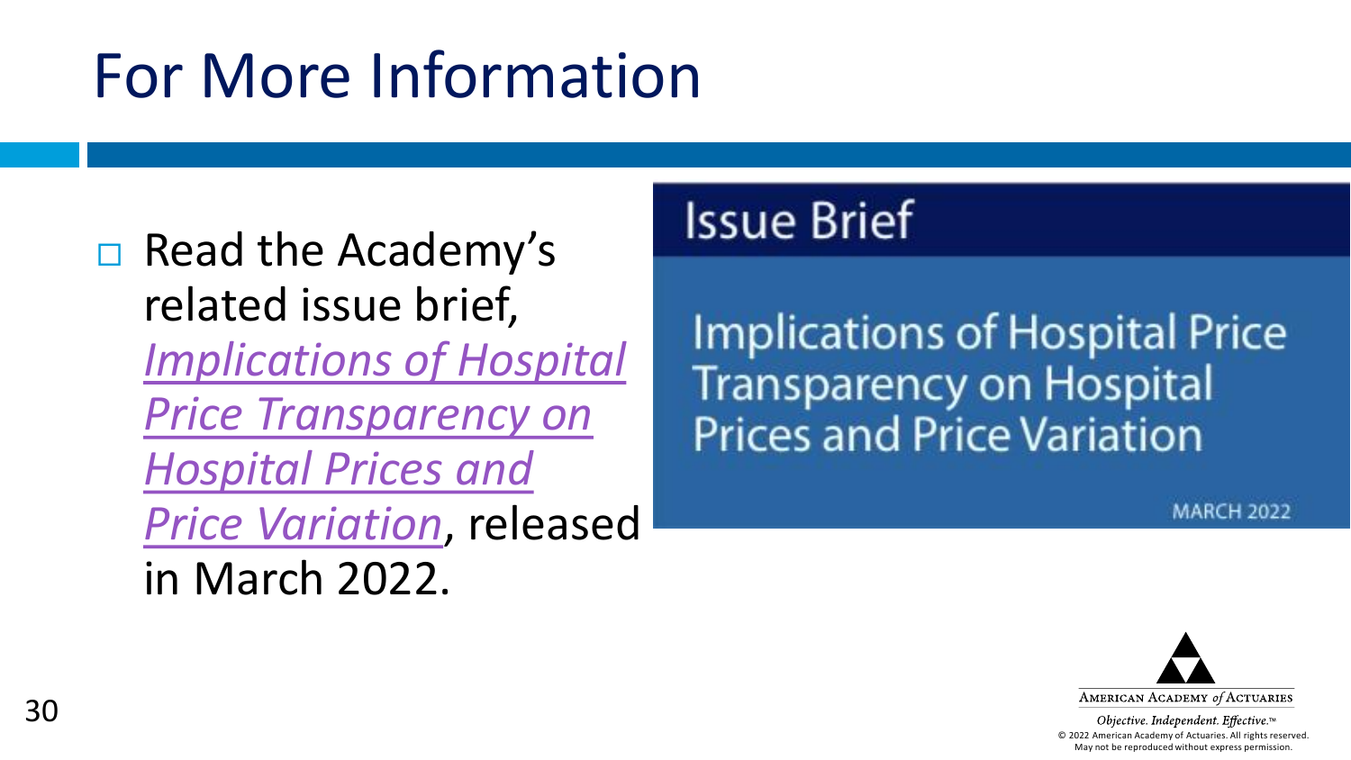# For More Information

- Read the Academy's related issue brief, *Implications of Hospital Price Transparency on Hospital Prices and Price Variation*, released in March 2022.

Issue Brief

Implications of Hospital Price Transparency on Hospital Prices and Price Variation

MARCH 2022

AMERICAN ACADEMY *of* ACTUARIES

*Objective. Independent. Effective.*™

© 2022 American Academy of Actuaries. All rights reserved. May not be reproduced without express permission.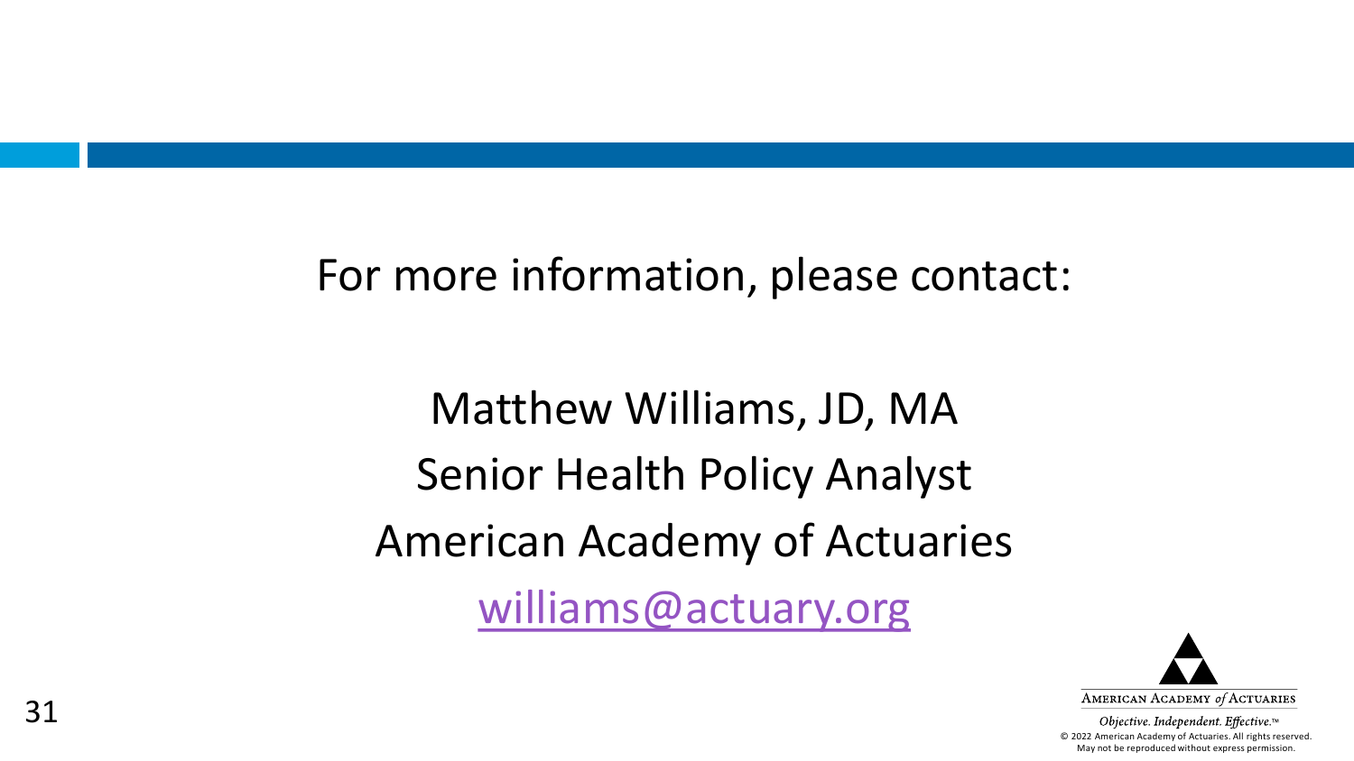For more information, please contact:

Matthew Williams, JD, MA

Senior Health Policy Analyst

American Academy of Actuaries

williams@actuary.org

American Academy *of* Actuaries

*Objective. Independent. Effective.*™

© 2022 American Academy of Actuaries. All rights reserved.
May not be reproduced without express permission.